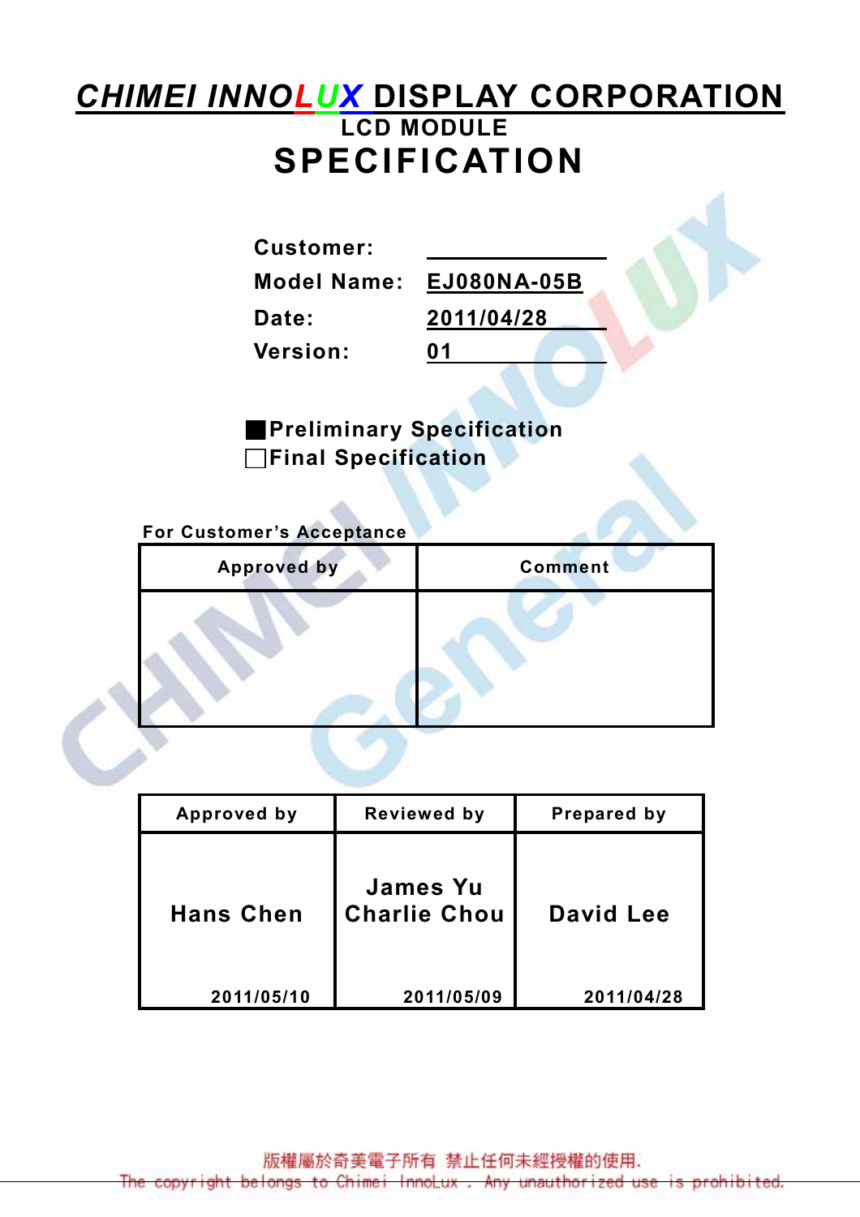# CHIMEI INNOLUX DISPLAY CORPORATION

## LCD MODULE

# SPECIFICATION

**Customer:** ____________

**Model Name:** EJ080NA-05B

**Date:** 2011/04/28

**Version:** 01

■ Preliminary Specification

□ Final Specification

**For Customer's Acceptance**

| Approved by | Comment |
|---|---|
| | |

| Approved by | Reviewed by | Prepared by |
|---|---|---|
| Hans Chen<br>2011/05/10 | James Yu<br>Charlie Chou<br>2011/05/09 | David Lee<br>2011/04/28 |

版權屬於奇美電子所有 禁止任何未經授權的使用.

The copyright belongs to Chimei InnoLux . Any unauthorized use is prohibited.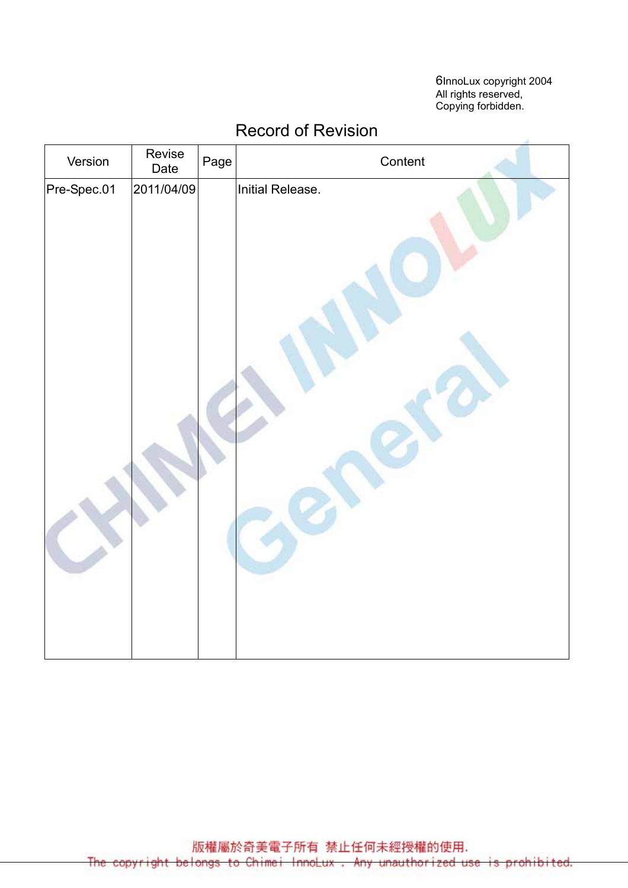©InnoLux copyright 2004
All rights reserved,
Copying forbidden.

# Record of Revision

| Version | Revise Date | Page | Content |
|---|---|---|---|
| Pre-Spec.01 | 2011/04/09 | | Initial Release. |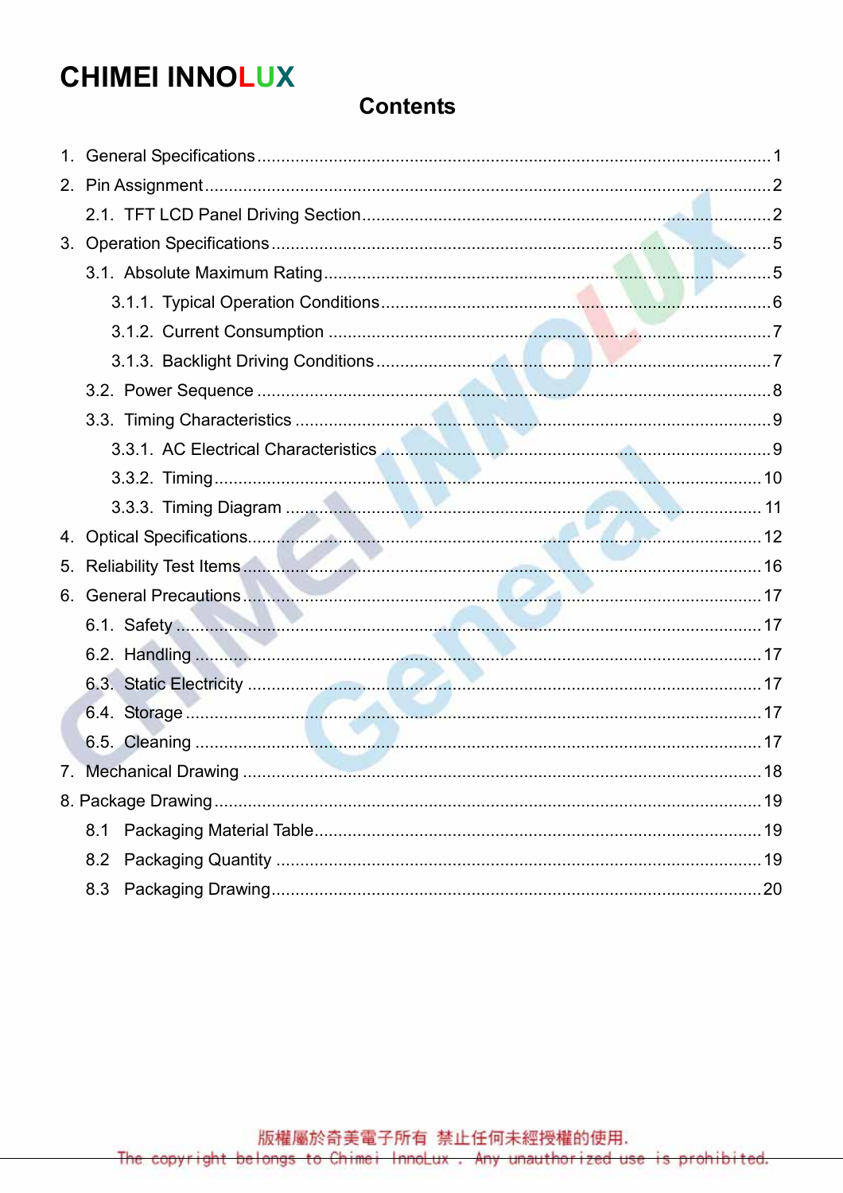# Contents

1. General Specifications ........................................................................ 1
2. Pin Assignment ........................................................................ 2
   2.1. TFT LCD Panel Driving Section ........................................................................ 2
3. Operation Specifications ........................................................................ 5
   3.1. Absolute Maximum Rating ........................................................................ 5
      3.1.1. Typical Operation Conditions ........................................................................ 6
      3.1.2. Current Consumption ........................................................................ 7
      3.1.3. Backlight Driving Conditions ........................................................................ 7
   3.2. Power Sequence ........................................................................ 8
   3.3. Timing Characteristics ........................................................................ 9
      3.3.1. AC Electrical Characteristics ........................................................................ 9
      3.3.2. Timing ........................................................................ 10
      3.3.3. Timing Diagram ........................................................................ 11
4. Optical Specifications ........................................................................ 12
5. Reliability Test Items ........................................................................ 16
6. General Precautions ........................................................................ 17
   6.1. Safety ........................................................................ 17
   6.2. Handling ........................................................................ 17
   6.3. Static Electricity ........................................................................ 17
   6.4. Storage ........................................................................ 17
   6.5. Cleaning ........................................................................ 17
7. Mechanical Drawing ........................................................................ 18
8. Package Drawing ........................................................................ 19
   8.1 Packaging Material Table ........................................................................ 19
   8.2 Packaging Quantity ........................................................................ 19
   8.3 Packaging Drawing ........................................................................ 20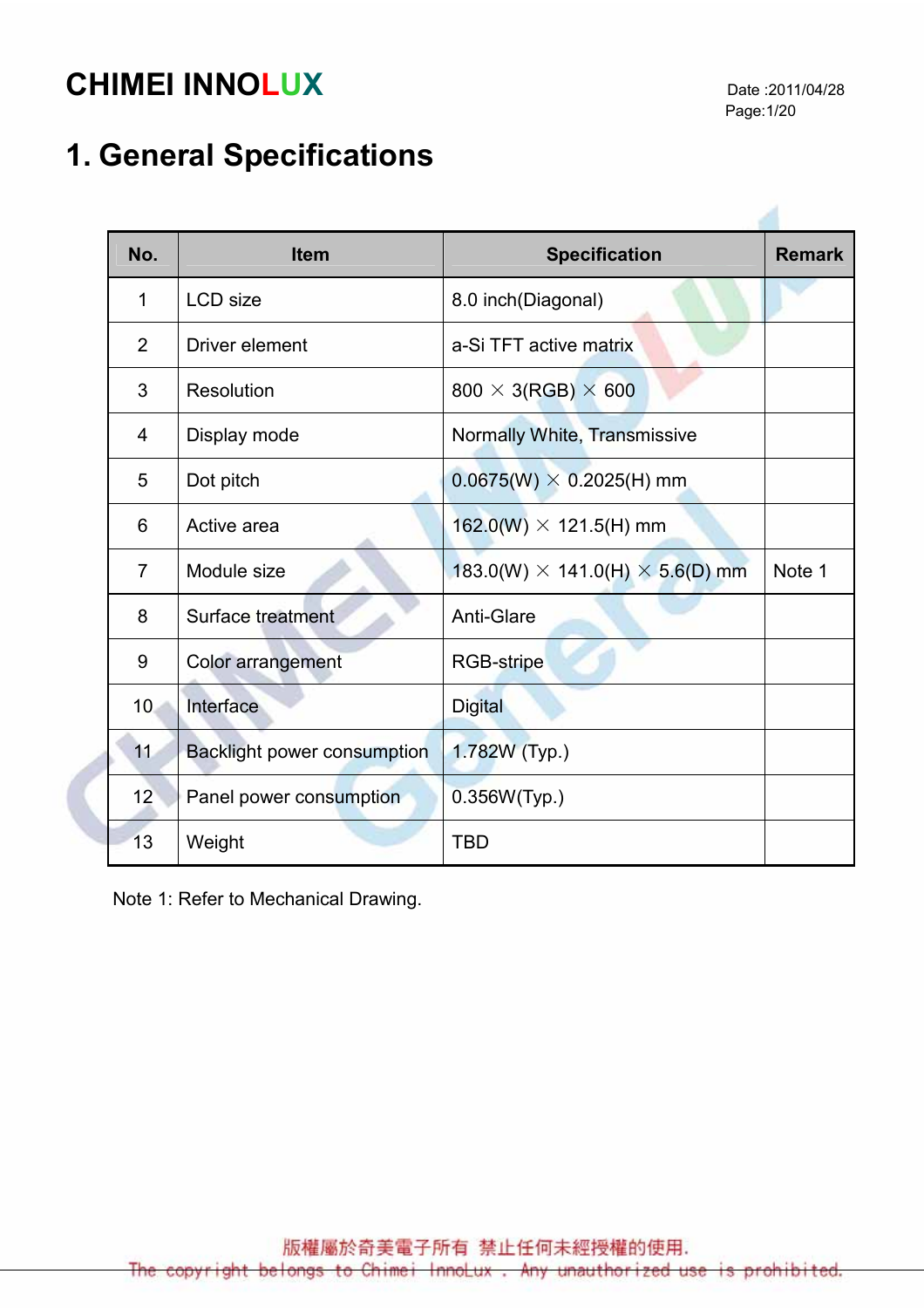# 1. General Specifications

| No. | Item | Specification | Remark |
|---|---|---|---|
| 1 | LCD size | 8.0 inch(Diagonal) | |
| 2 | Driver element | a-Si TFT active matrix | |
| 3 | Resolution | 800 × 3(RGB) × 600 | |
| 4 | Display mode | Normally White, Transmissive | |
| 5 | Dot pitch | 0.0675(W) × 0.2025(H) mm | |
| 6 | Active area | 162.0(W) × 121.5(H) mm | |
| 7 | Module size | 183.0(W) × 141.0(H) × 5.6(D) mm | Note 1 |
| 8 | Surface treatment | Anti-Glare | |
| 9 | Color arrangement | RGB-stripe | |
| 10 | Interface | Digital | |
| 11 | Backlight power consumption | 1.782W (Typ.) | |
| 12 | Panel power consumption | 0.356W(Typ.) | |
| 13 | Weight | TBD | |

Note 1: Refer to Mechanical Drawing.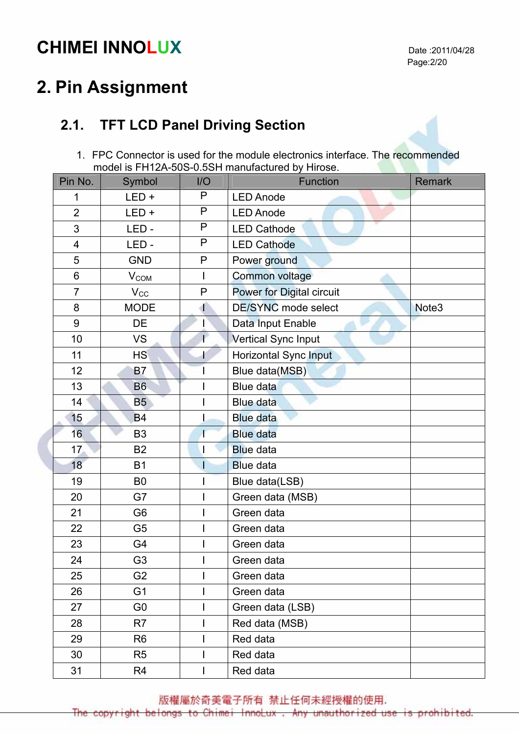# 2. Pin Assignment

## 2.1. TFT LCD Panel Driving Section

1. FPC Connector is used for the module electronics interface. The recommended model is FH12A-50S-0.5SH manufactured by Hirose.

| Pin No. | Symbol | I/O | Function | Remark |
|---|---|---|---|---|
| 1 | LED + | P | LED Anode | |
| 2 | LED + | P | LED Anode | |
| 3 | LED - | P | LED Cathode | |
| 4 | LED - | P | LED Cathode | |
| 5 | GND | P | Power ground | |
| 6 | $V_{COM}$ | I | Common voltage | |
| 7 | $V_{CC}$ | P | Power for Digital circuit | |
| 8 | MODE | I | DE/SYNC mode select | Note3 |
| 9 | DE | I | Data Input Enable | |
| 10 | VS | I | Vertical Sync Input | |
| 11 | HS | I | Horizontal Sync Input | |
| 12 | B7 | I | Blue data(MSB) | |
| 13 | B6 | I | Blue data | |
| 14 | B5 | I | Blue data | |
| 15 | B4 | I | Blue data | |
| 16 | B3 | I | Blue data | |
| 17 | B2 | I | Blue data | |
| 18 | B1 | I | Blue data | |
| 19 | B0 | I | Blue data(LSB) | |
| 20 | G7 | I | Green data (MSB) | |
| 21 | G6 | I | Green data | |
| 22 | G5 | I | Green data | |
| 23 | G4 | I | Green data | |
| 24 | G3 | I | Green data | |
| 25 | G2 | I | Green data | |
| 26 | G1 | I | Green data | |
| 27 | G0 | I | Green data (LSB) | |
| 28 | R7 | I | Red data (MSB) | |
| 29 | R6 | I | Red data | |
| 30 | R5 | I | Red data | |
| 31 | R4 | I | Red data | |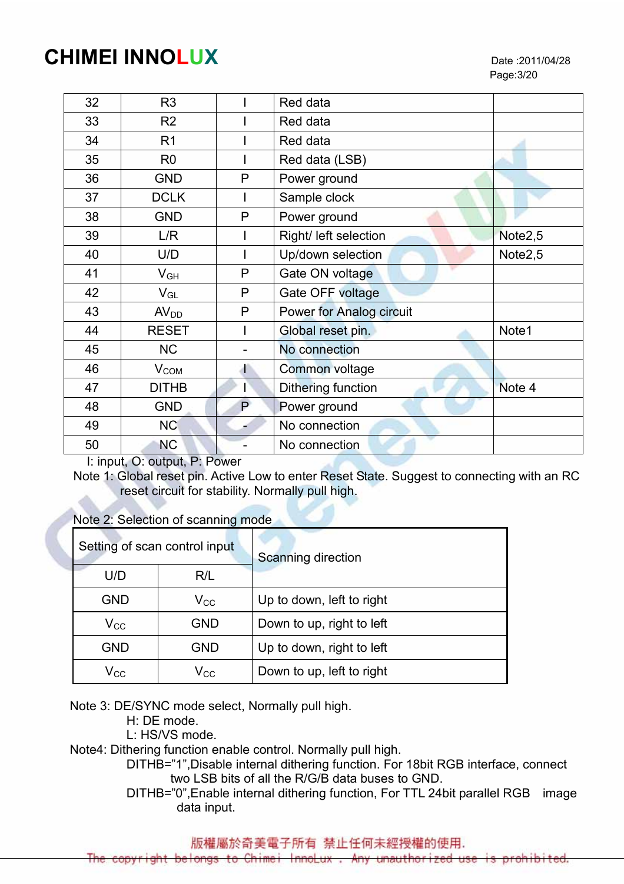| 32 | R3 | I | Red data | |
|---|---|---|---|---|
| 33 | R2 | I | Red data | |
| 34 | R1 | I | Red data | |
| 35 | R0 | I | Red data (LSB) | |
| 36 | GND | P | Power ground | |
| 37 | DCLK | I | Sample clock | |
| 38 | GND | P | Power ground | |
| 39 | L/R | I | Right/ left selection | Note2,5 |
| 40 | U/D | I | Up/down selection | Note2,5 |
| 41 | $V_{GH}$ | P | Gate ON voltage | |
| 42 | $V_{GL}$ | P | Gate OFF voltage | |
| 43 | $AV_{DD}$ | P | Power for Analog circuit | |
| 44 | RESET | I | Global reset pin. | Note1 |
| 45 | NC | - | No connection | |
| 46 | $V_{COM}$ | I | Common voltage | |
| 47 | DITHB | I | Dithering function | Note 4 |
| 48 | GND | P | Power ground | |
| 49 | NC | - | No connection | |
| 50 | NC | - | No connection | |

I: input, O: output, P: Power

Note 1: Global reset pin. Active Low to enter Reset State. Suggest to connecting with an RC reset circuit for stability. Normally pull high.

Note 2: Selection of scanning mode

| Setting of scan control input | | Scanning direction |
|---|---|---|
| U/D | R/L | |
| GND | $V_{CC}$ | Up to down, left to right |
| $V_{CC}$ | GND | Down to up, right to left |
| GND | GND | Up to down, right to left |
| $V_{CC}$ | $V_{CC}$ | Down to up, left to right |

Note 3: DE/SYNC mode select, Normally pull high.

H: DE mode.

L: HS/VS mode.

Note4: Dithering function enable control. Normally pull high.

DITHB="1",Disable internal dithering function. For 18bit RGB interface, connect two LSB bits of all the R/G/B data buses to GND.

DITHB="0",Enable internal dithering function, For TTL 24bit parallel RGB image data input.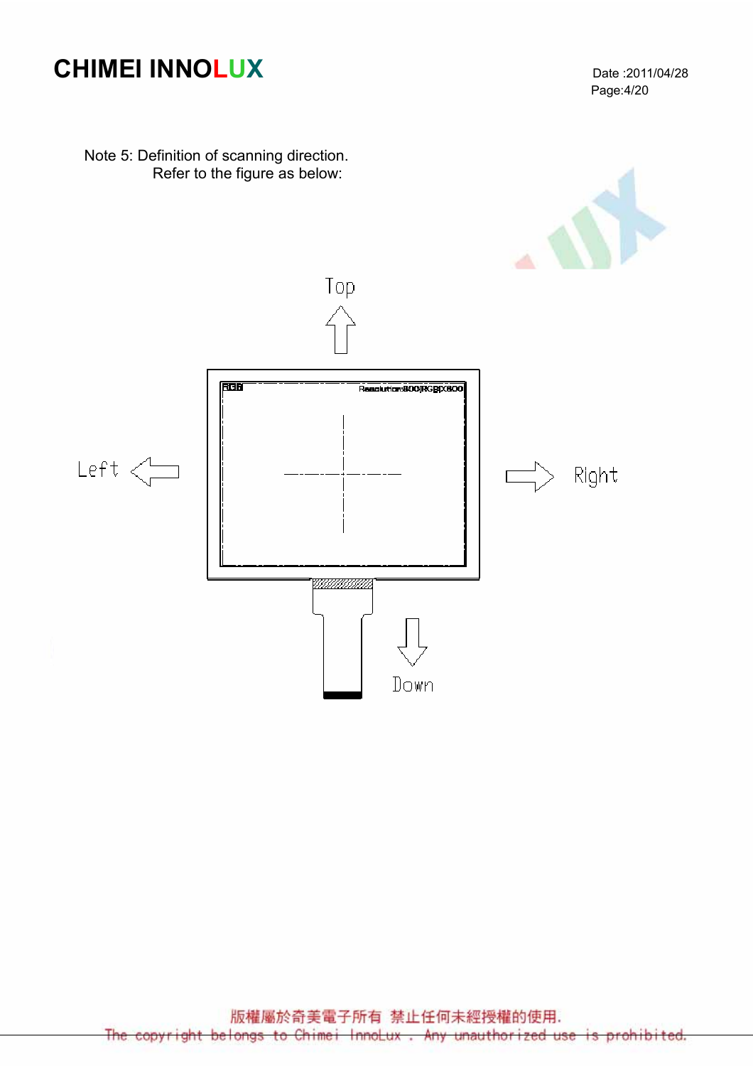Note 5: Definition of scanning direction.

Refer to the figure as below:

Top

Left

Right

Down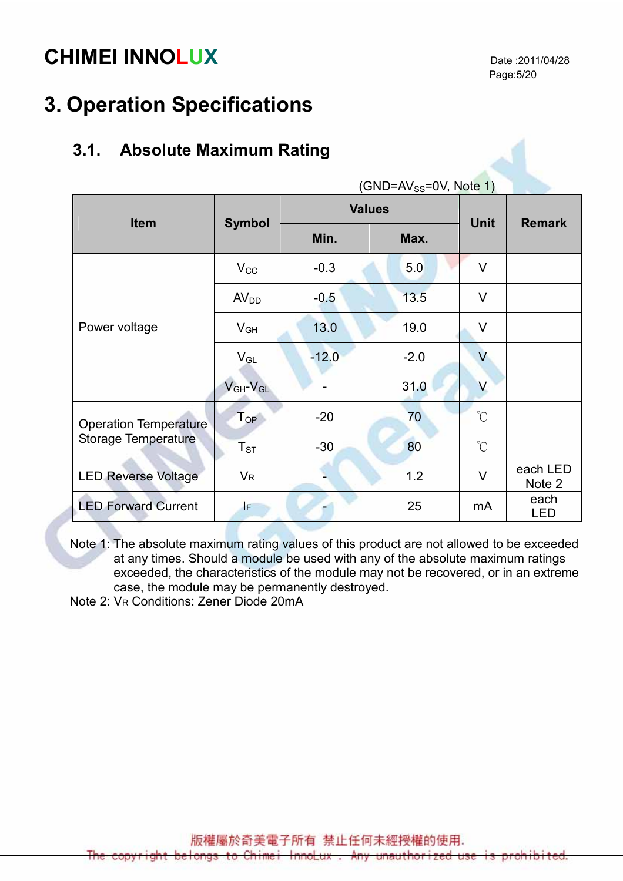# 3. Operation Specifications

## 3.1. Absolute Maximum Rating

(GND=$AV_{SS}$=0V, Note 1)

| Item | Symbol | Values | | Unit | Remark |
|---|---|---|---|---|---|
| | | Min. | Max. | | |
| Power voltage | $V_{CC}$ | -0.3 | 5.0 | V | |
| | $AV_{DD}$ | -0.5 | 13.5 | V | |
| | $V_{GH}$ | 13.0 | 19.0 | V | |
| | $V_{GL}$ | -12.0 | -2.0 | V | |
| | $V_{GH}$-$V_{GL}$ | - | 31.0 | V | |
| Operation Temperature | $T_{OP}$ | -20 | 70 | ℃ | |
| Storage Temperature | $T_{ST}$ | -30 | 80 | ℃ | |
| LED Reverse Voltage | $V_R$ | - | 1.2 | V | each LED Note 2 |
| LED Forward Current | $I_F$ | - | 25 | mA | each LED |

Note 1: The absolute maximum rating values of this product are not allowed to be exceeded at any times. Should a module be used with any of the absolute maximum ratings exceeded, the characteristics of the module may not be recovered, or in an extreme case, the module may be permanently destroyed.

Note 2: $V_R$ Conditions: Zener Diode 20mA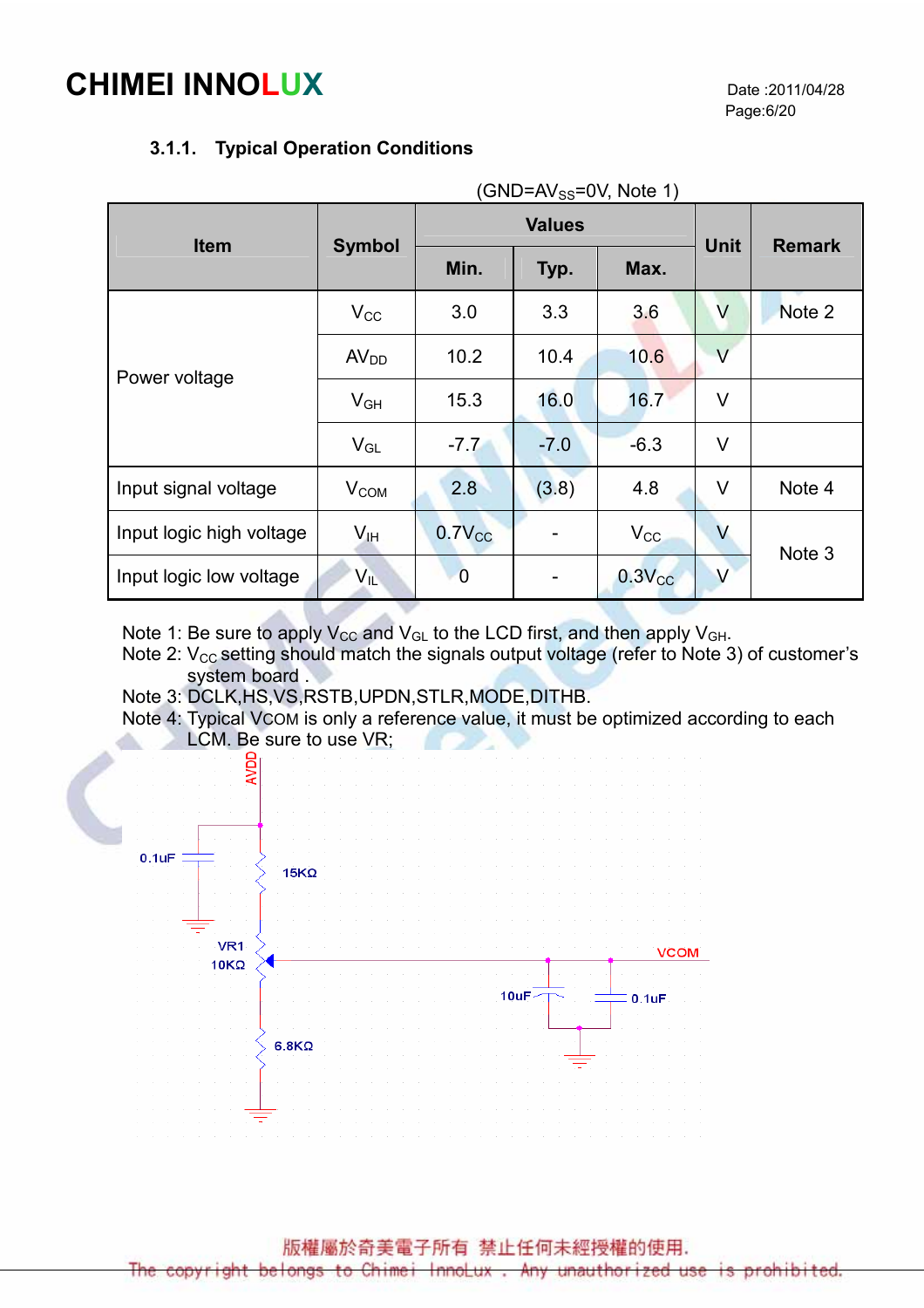### 3.1.1. Typical Operation Conditions

(GND=$AV_{SS}$=0V, Note 1)

| Item | Symbol | Values | | | Unit | Remark |
|---|---|---|---|---|---|---|
| | | Min. | Typ. | Max. | | |
| Power voltage | $V_{CC}$ | 3.0 | 3.3 | 3.6 | V | Note 2 |
| | $AV_{DD}$ | 10.2 | 10.4 | 10.6 | V | |
| | $V_{GH}$ | 15.3 | 16.0 | 16.7 | V | |
| | $V_{GL}$ | -7.7 | -7.0 | -6.3 | V | |
| Input signal voltage | $V_{COM}$ | 2.8 | (3.8) | 4.8 | V | Note 4 |
| Input logic high voltage | $V_{IH}$ | $0.7V_{CC}$ | - | $V_{CC}$ | V | Note 3 |
| Input logic low voltage | $V_{IL}$ | 0 | - | $0.3V_{CC}$ | V | |

Note 1: Be sure to apply $V_{CC}$ and $V_{GL}$ to the LCD first, and then apply $V_{GH}$.
Note 2: $V_{CC}$ setting should match the signals output voltage (refer to Note 3) of customer's system board .
Note 3: DCLK,HS,VS,RSTB,UPDN,STLR,MODE,DITHB.
Note 4: Typical $V_{COM}$ is only a reference value, it must be optimized according to each LCM. Be sure to use VR;

AVDD
0.1uF
15KΩ
VR1
10KΩ
VCOM
10uF
0.1uF
6.8KΩ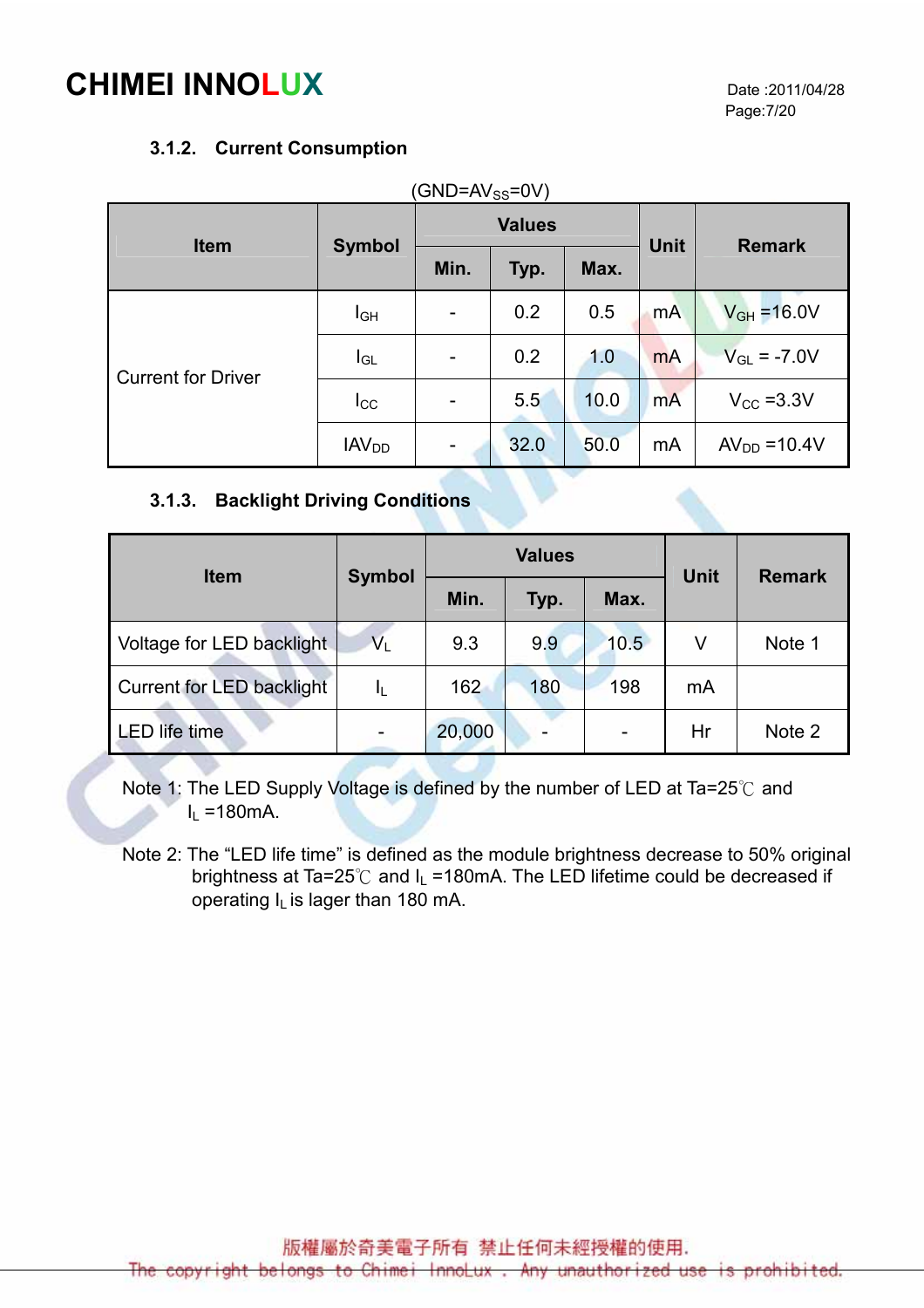### 3.1.2. Current Consumption

(GND=$AV_{SS}$=0V)

| Item | Symbol | Values | | | Unit | Remark |
|---|---|---|---|---|---|---|
| | | Min. | Typ. | Max. | | |
| Current for Driver | $I_{GH}$ | - | 0.2 | 0.5 | mA | $V_{GH}$ =16.0V |
| | $I_{GL}$ | - | 0.2 | 1.0 | mA | $V_{GL}$ = -7.0V |
| | $I_{CC}$ | - | 5.5 | 10.0 | mA | $V_{CC}$ =3.3V |
| | $IAV_{DD}$ | - | 32.0 | 50.0 | mA | $AV_{DD}$ =10.4V |

### 3.1.3. Backlight Driving Conditions

| Item | Symbol | Values | | | Unit | Remark |
|---|---|---|---|---|---|---|
| | | Min. | Typ. | Max. | | |
| Voltage for LED backlight | $V_L$ | 9.3 | 9.9 | 10.5 | V | Note 1 |
| Current for LED backlight | $I_L$ | 162 | 180 | 198 | mA | |
| LED life time | - | 20,000 | - | - | Hr | Note 2 |

Note 1: The LED Supply Voltage is defined by the number of LED at Ta=25℃ and $I_L$ =180mA.

Note 2: The “LED life time” is defined as the module brightness decrease to 50% original brightness at Ta=25℃ and $I_L$ =180mA. The LED lifetime could be decreased if operating $I_L$ is lager than 180 mA.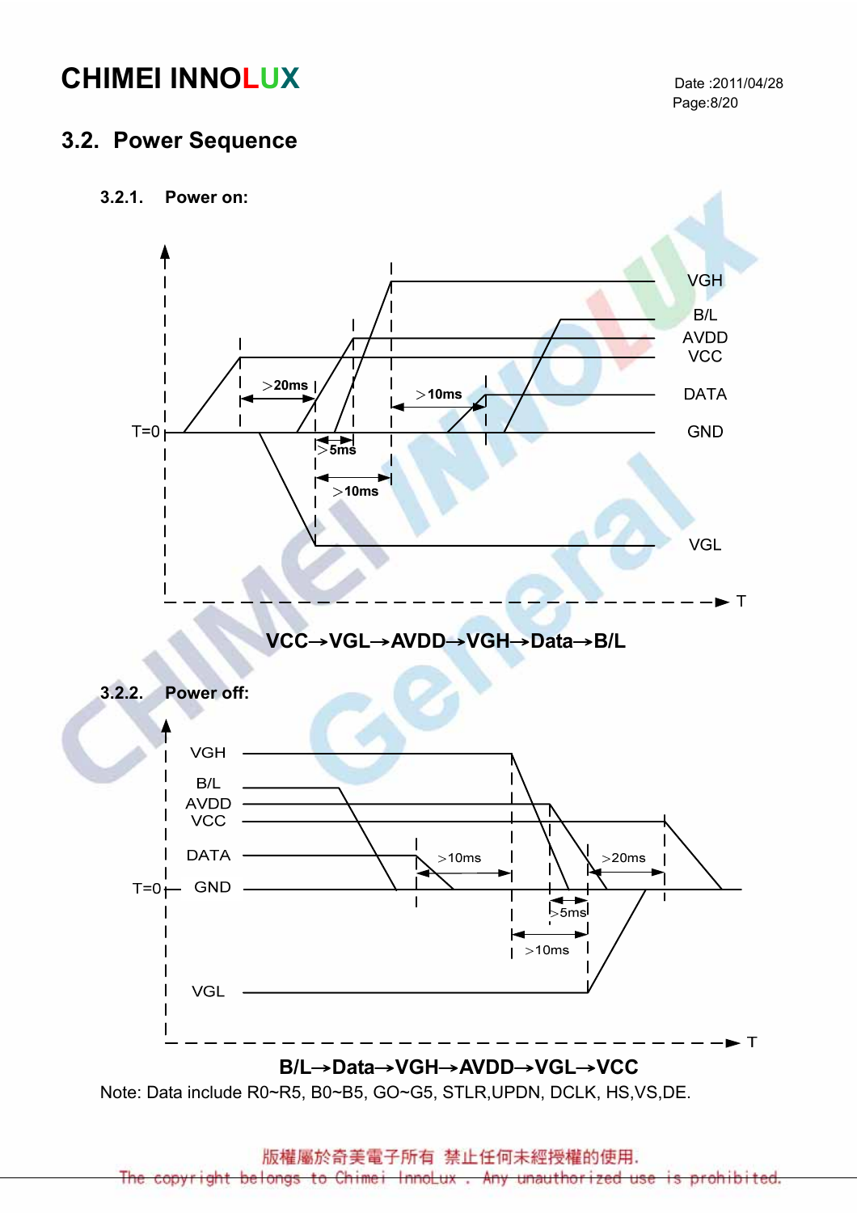## 3.2. Power Sequence

### 3.2.1. Power on:

VCC→VGL→AVDD→VGH→Data→B/L

### 3.2.2. Power off:

B/L→Data→VGH→AVDD→VGL→VCC

Note: Data include R0~R5, B0~B5, GO~G5, STLR,UPDN, DCLK, HS,VS,DE.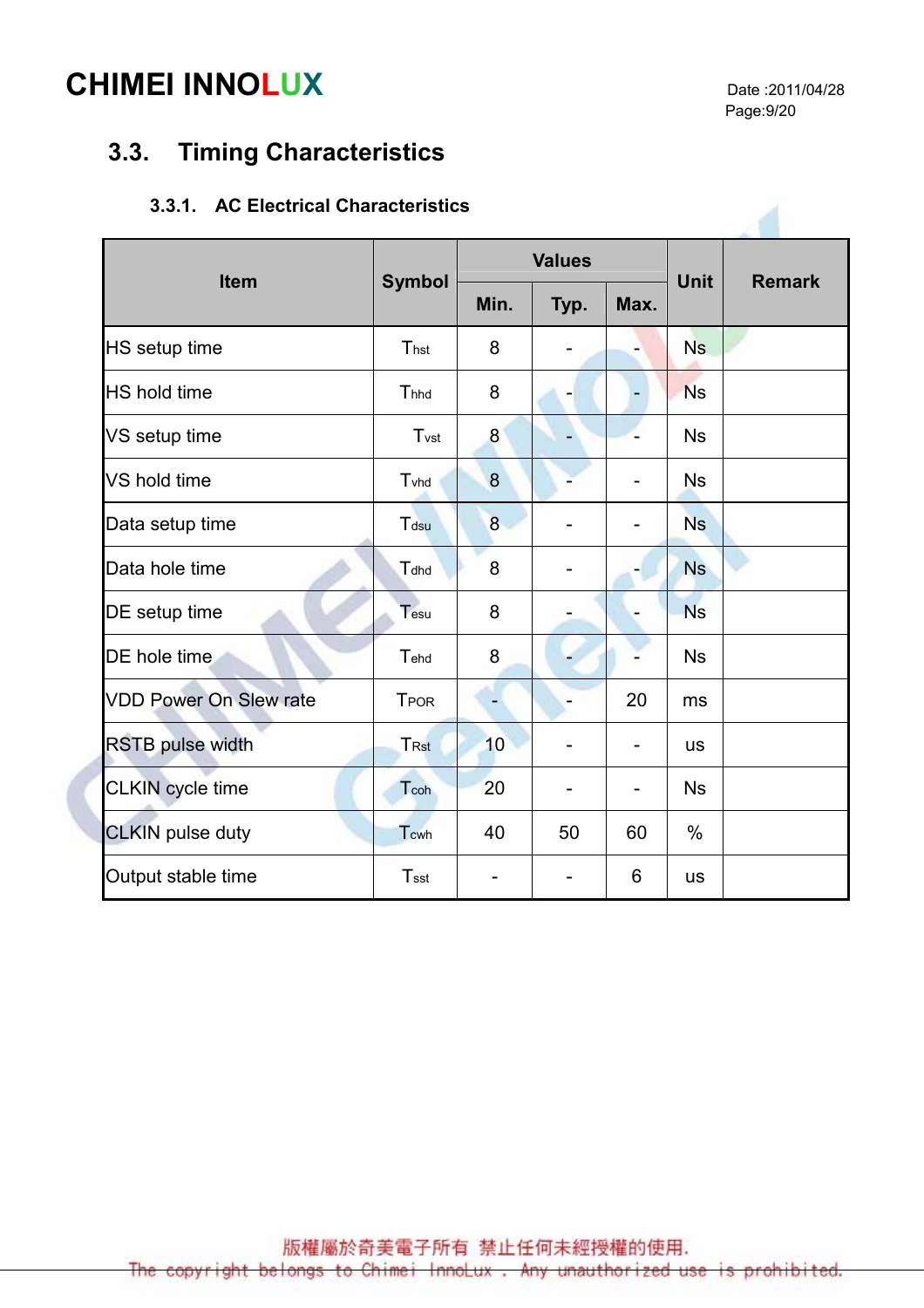## 3.3. Timing Characteristics

### 3.3.1. AC Electrical Characteristics

| Item | Symbol | Values | | | Unit | Remark |
|---|---|---|---|---|---|---|
| | | Min. | Typ. | Max. | | |
| HS setup time | $T_{hst}$ | 8 | - | - | Ns | |
| HS hold time | $T_{hhd}$ | 8 | - | - | Ns | |
| VS setup time | $T_{vst}$ | 8 | - | - | Ns | |
| VS hold time | $T_{vhd}$ | 8 | - | - | Ns | |
| Data setup time | $T_{dsu}$ | 8 | - | - | Ns | |
| Data hole time | $T_{dhd}$ | 8 | - | - | Ns | |
| DE setup time | $T_{esu}$ | 8 | - | - | Ns | |
| DE hole time | $T_{ehd}$ | 8 | - | - | Ns | |
| VDD Power On Slew rate | $T_{POR}$ | - | - | 20 | ms | |
| RSTB pulse width | $T_{Rst}$ | 10 | - | - | us | |
| CLKIN cycle time | $T_{coh}$ | 20 | - | - | Ns | |
| CLKIN pulse duty | $T_{cwh}$ | 40 | 50 | 60 | % | |
| Output stable time | $T_{sst}$ | - | - | 6 | us | |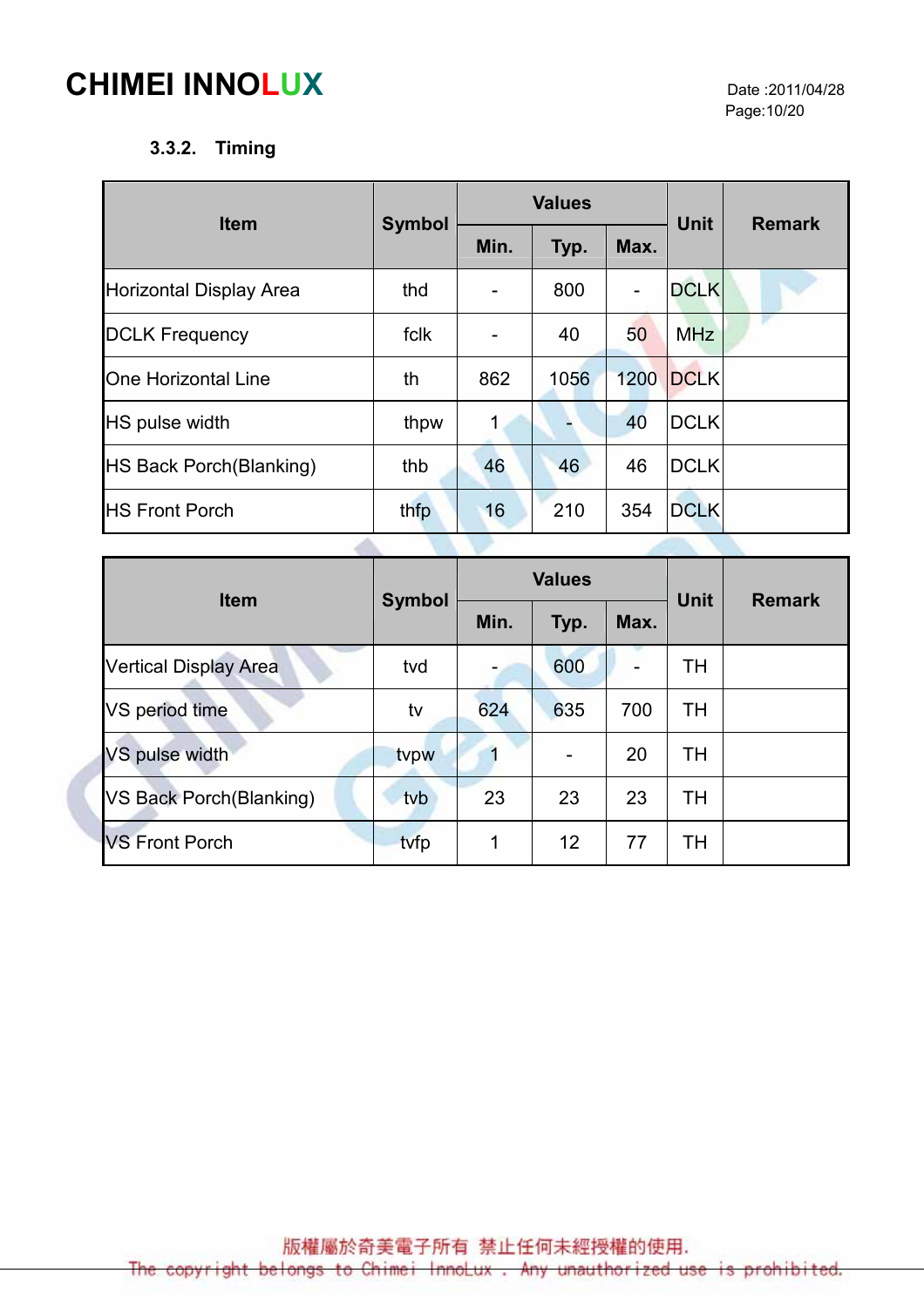### 3.3.2. Timing

| Item | Symbol | Values | | | Unit | Remark |
|---|---|---|---|---|---|---|
| | | Min. | Typ. | Max. | | |
| Horizontal Display Area | thd | - | 800 | - | DCLK | |
| DCLK Frequency | fclk | - | 40 | 50 | MHz | |
| One Horizontal Line | th | 862 | 1056 | 1200 | DCLK | |
| HS pulse width | thpw | 1 | - | 40 | DCLK | |
| HS Back Porch(Blanking) | thb | 46 | 46 | 46 | DCLK | |
| HS Front Porch | thfp | 16 | 210 | 354 | DCLK | |

| Item | Symbol | Values | | | Unit | Remark |
|---|---|---|---|---|---|---|
| | | Min. | Typ. | Max. | | |
| Vertical Display Area | tvd | - | 600 | - | TH | |
| VS period time | tv | 624 | 635 | 700 | TH | |
| VS pulse width | tvpw | 1 | - | 20 | TH | |
| VS Back Porch(Blanking) | tvb | 23 | 23 | 23 | TH | |
| VS Front Porch | tvfp | 1 | 12 | 77 | TH | |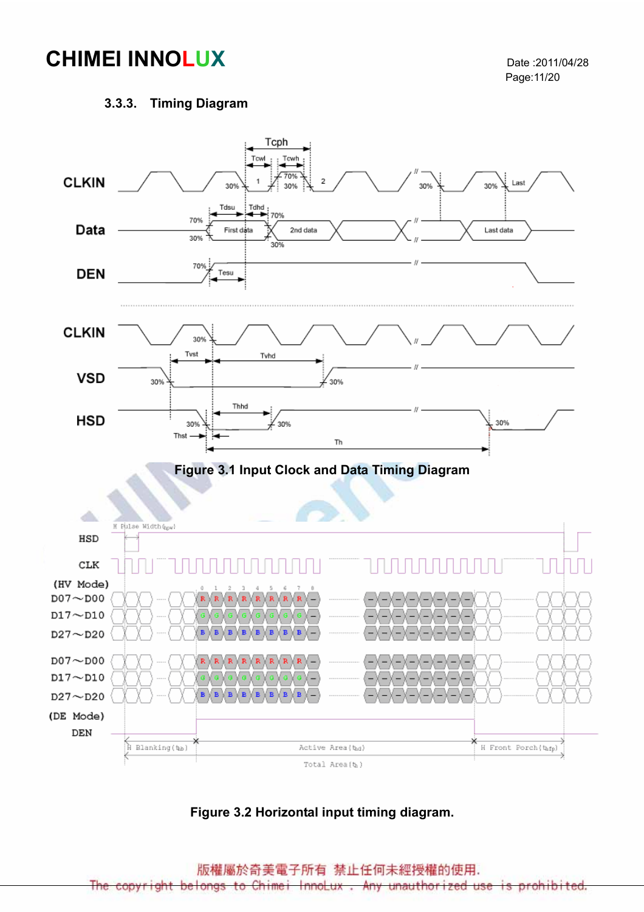### 3.3.3. Timing Diagram

Figure 3.1 Input Clock and Data Timing Diagram

Figure 3.2 Horizontal input timing diagram.

版權屬於奇美電子所有 禁止任何未經授權的使用.

The copyright belongs to Chimei InnoLux . Any unauthorized use is prohibited.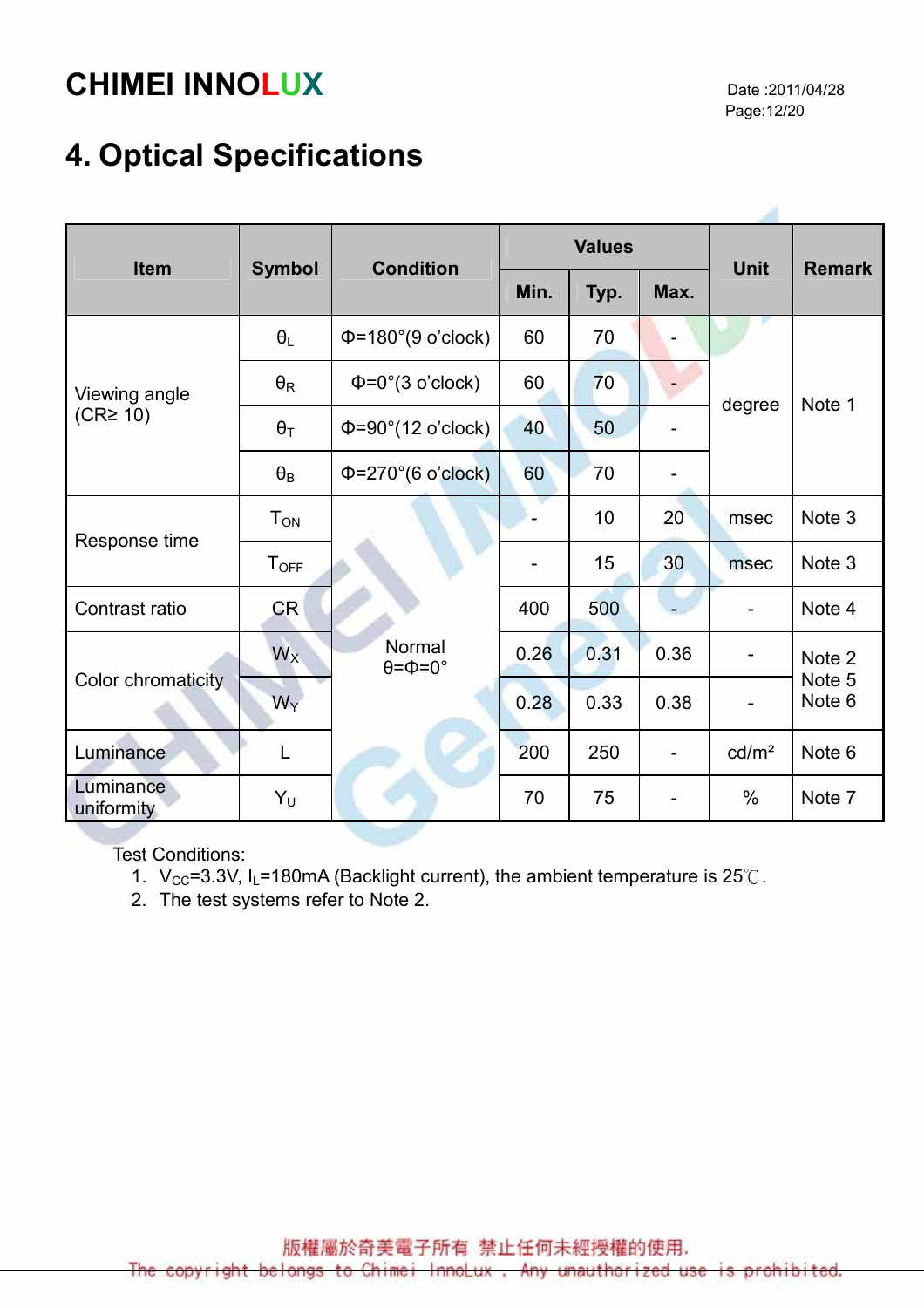# 4. Optical Specifications

| Item | Symbol | Condition | Values | | | Unit | Remark |
|---|---|---|---|---|---|---|---|
| | | | Min. | Typ. | Max. | | |
| Viewing angle (CR≥ 10) | $\theta_L$ | Φ=180°(9 o'clock) | 60 | 70 | - | degree | Note 1 |
| | $\theta_R$ | Φ=0°(3 o'clock) | 60 | 70 | - | | |
| | $\theta_T$ | Φ=90°(12 o'clock) | 40 | 50 | - | | |
| | $\theta_B$ | Φ=270°(6 o'clock) | 60 | 70 | - | | |
| Response time | $T_{ON}$ | Normal θ=Φ=0° | - | 10 | 20 | msec | Note 3 |
| | $T_{OFF}$ | | - | 15 | 30 | msec | Note 3 |
| Contrast ratio | CR | | 400 | 500 | - | - | Note 4 |
| Color chromaticity | $W_X$ | | 0.26 | 0.31 | 0.36 | - | Note 2 Note 5 Note 6 |
| | $W_Y$ | | 0.28 | 0.33 | 0.38 | - | |
| Luminance | L | | 200 | 250 | - | cd/m² | Note 6 |
| Luminance uniformity | $Y_U$ | | 70 | 75 | - | % | Note 7 |

Test Conditions:

1. $V_{CC}$=3.3V, $I_L$=180mA (Backlight current), the ambient temperature is 25℃.
2. The test systems refer to Note 2.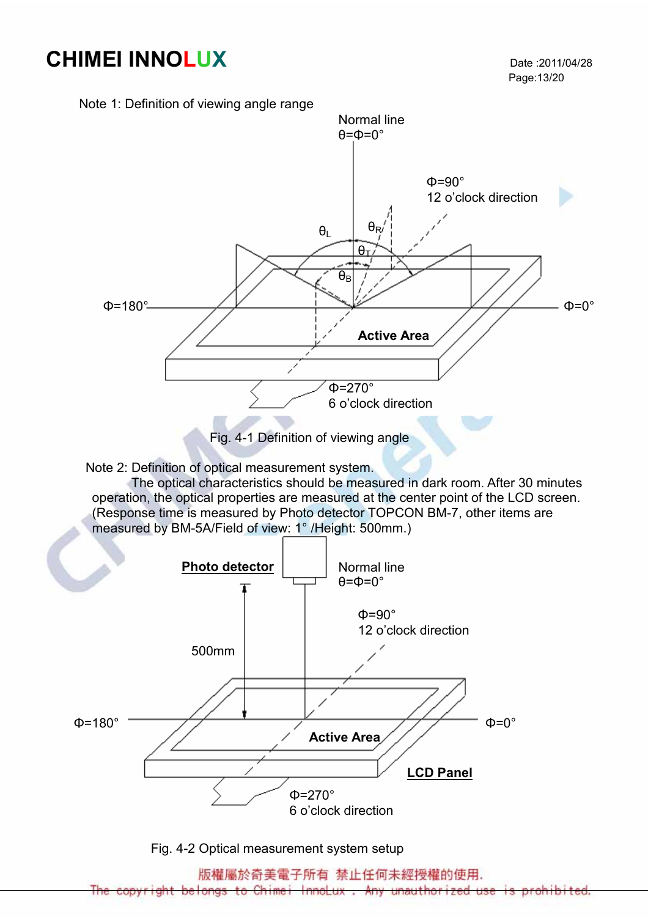Note 1: Definition of viewing angle range

Fig. 4-1 Definition of viewing angle

Note 2: Definition of optical measurement system.

The optical characteristics should be measured in dark room. After 30 minutes operation, the optical properties are measured at the center point of the LCD screen. (Response time is measured by Photo detector TOPCON BM-7, other items are measured by BM-5A/Field of view: 1° /Height: 500mm.)

Fig. 4-2 Optical measurement system setup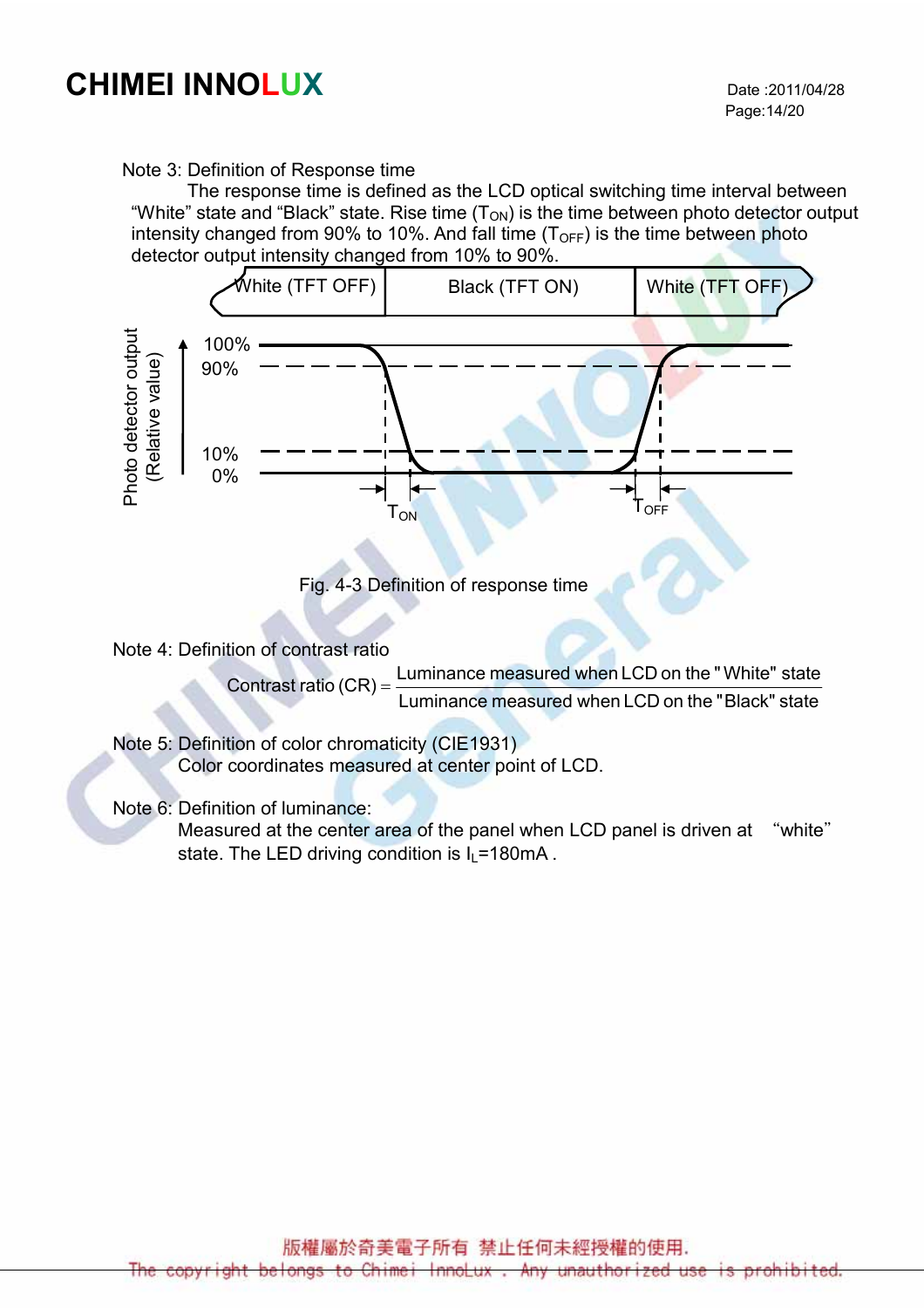Note 3: Definition of Response time

The response time is defined as the LCD optical switching time interval between "White" state and "Black" state. Rise time ($T_{ON}$) is the time between photo detector output intensity changed from 90% to 10%. And fall time ($T_{OFF}$) is the time between photo detector output intensity changed from 10% to 90%.

Fig. 4-3 Definition of response time

Note 4: Definition of contrast ratio

$$\text{Contrast ratio (CR)} = \frac{\text{Luminance measured when LCD on the "White" state}}{\text{Luminance measured when LCD on the "Black" state}}$$

Note 5: Definition of color chromaticity (CIE1931)

Color coordinates measured at center point of LCD.

Note 6: Definition of luminance:

Measured at the center area of the panel when LCD panel is driven at "white" state. The LED driving condition is $I_L$=180mA .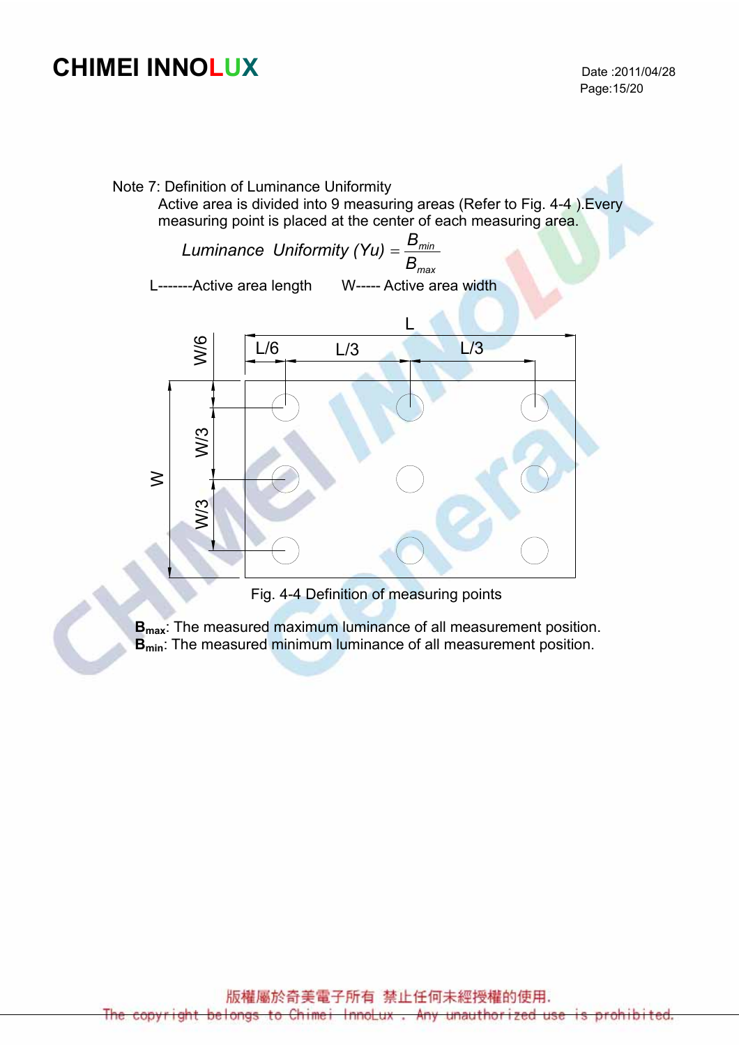Note 7: Definition of Luminance Uniformity

Active area is divided into 9 measuring areas (Refer to Fig. 4-4 ).Every measuring point is placed at the center of each measuring area.

$$Luminance\ \ Uniformity\ (Yu) = \frac{B_{min}}{B_{max}}$$

L-------Active area length W----- Active area width

Fig. 4-4 Definition of measuring points

**$B_{max}$**: The measured maximum luminance of all measurement position.
**$B_{min}$**: The measured minimum luminance of all measurement position.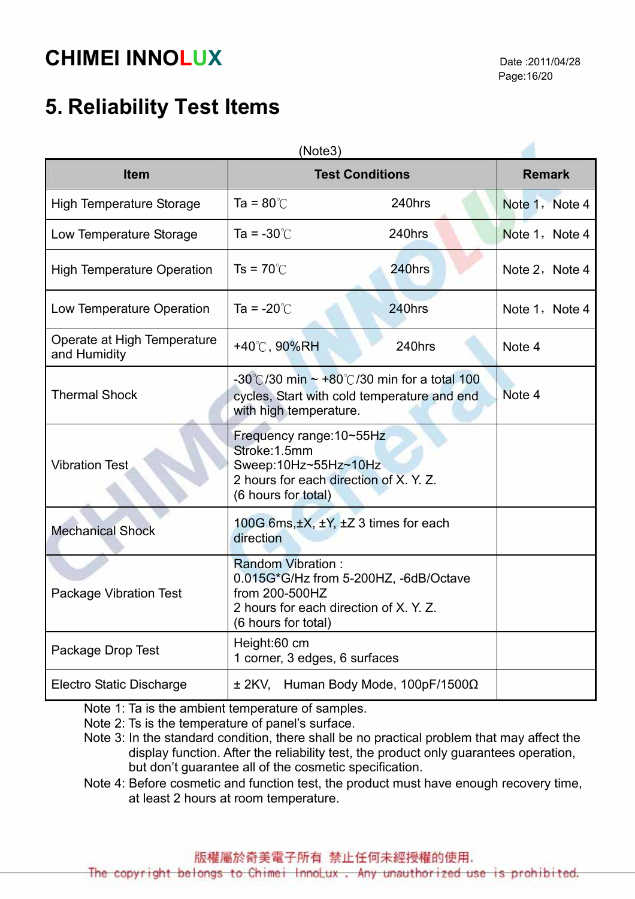# 5. Reliability Test Items

(Note3)

| Item | Test Conditions | Remark |
|---|---|---|
| High Temperature Storage | Ta = 80℃ 240hrs | Note 1，Note 4 |
| Low Temperature Storage | Ta = -30℃ 240hrs | Note 1，Note 4 |
| High Temperature Operation | Ts = 70℃ 240hrs | Note 2，Note 4 |
| Low Temperature Operation | Ta = -20℃ 240hrs | Note 1，Note 4 |
| Operate at High Temperature and Humidity | +40℃, 90%RH 240hrs | Note 4 |
| Thermal Shock | -30℃/30 min ~ +80℃/30 min for a total 100 cycles, Start with cold temperature and end with high temperature. | Note 4 |
| Vibration Test | Frequency range:10~55Hz<br>Stroke:1.5mm<br>Sweep:10Hz~55Hz~10Hz<br>2 hours for each direction of X. Y. Z.<br>(6 hours for total) | |
| Mechanical Shock | 100G 6ms,±X, ±Y, ±Z 3 times for each direction | |
| Package Vibration Test | Random Vibration :<br>0.015G*G/Hz from 5-200HZ, -6dB/Octave from 200-500HZ<br>2 hours for each direction of X. Y. Z.<br>(6 hours for total) | |
| Package Drop Test | Height:60 cm<br>1 corner, 3 edges, 6 surfaces | |
| Electro Static Discharge | ± 2KV, Human Body Mode, 100pF/1500Ω | |

Note 1: Ta is the ambient temperature of samples.

Note 2: Ts is the temperature of panel's surface.

Note 3: In the standard condition, there shall be no practical problem that may affect the display function. After the reliability test, the product only guarantees operation, but don't guarantee all of the cosmetic specification.

Note 4: Before cosmetic and function test, the product must have enough recovery time, at least 2 hours at room temperature.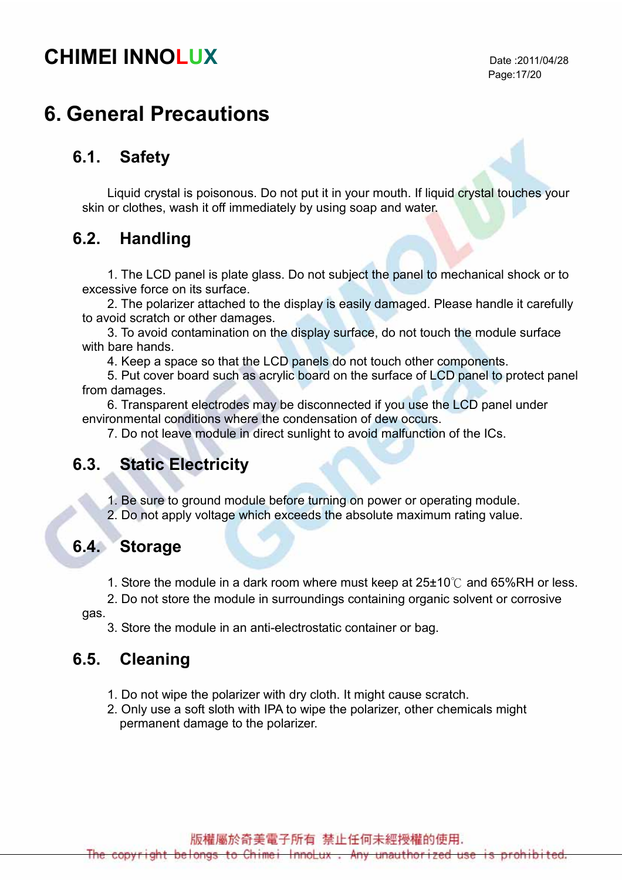# 6. General Precautions

## 6.1. Safety

Liquid crystal is poisonous. Do not put it in your mouth. If liquid crystal touches your skin or clothes, wash it off immediately by using soap and water.

## 6.2. Handling

1. The LCD panel is plate glass. Do not subject the panel to mechanical shock or to excessive force on its surface.
2. The polarizer attached to the display is easily damaged. Please handle it carefully to avoid scratch or other damages.
3. To avoid contamination on the display surface, do not touch the module surface with bare hands.
4. Keep a space so that the LCD panels do not touch other components.
5. Put cover board such as acrylic board on the surface of LCD panel to protect panel from damages.
6. Transparent electrodes may be disconnected if you use the LCD panel under environmental conditions where the condensation of dew occurs.
7. Do not leave module in direct sunlight to avoid malfunction of the ICs.

## 6.3. Static Electricity

1. Be sure to ground module before turning on power or operating module.
2. Do not apply voltage which exceeds the absolute maximum rating value.

## 6.4. Storage

1. Store the module in a dark room where must keep at 25±10℃ and 65%RH or less.
2. Do not store the module in surroundings containing organic solvent or corrosive gas.
3. Store the module in an anti-electrostatic container or bag.

## 6.5. Cleaning

1. Do not wipe the polarizer with dry cloth. It might cause scratch.
2. Only use a soft sloth with IPA to wipe the polarizer, other chemicals might permanent damage to the polarizer.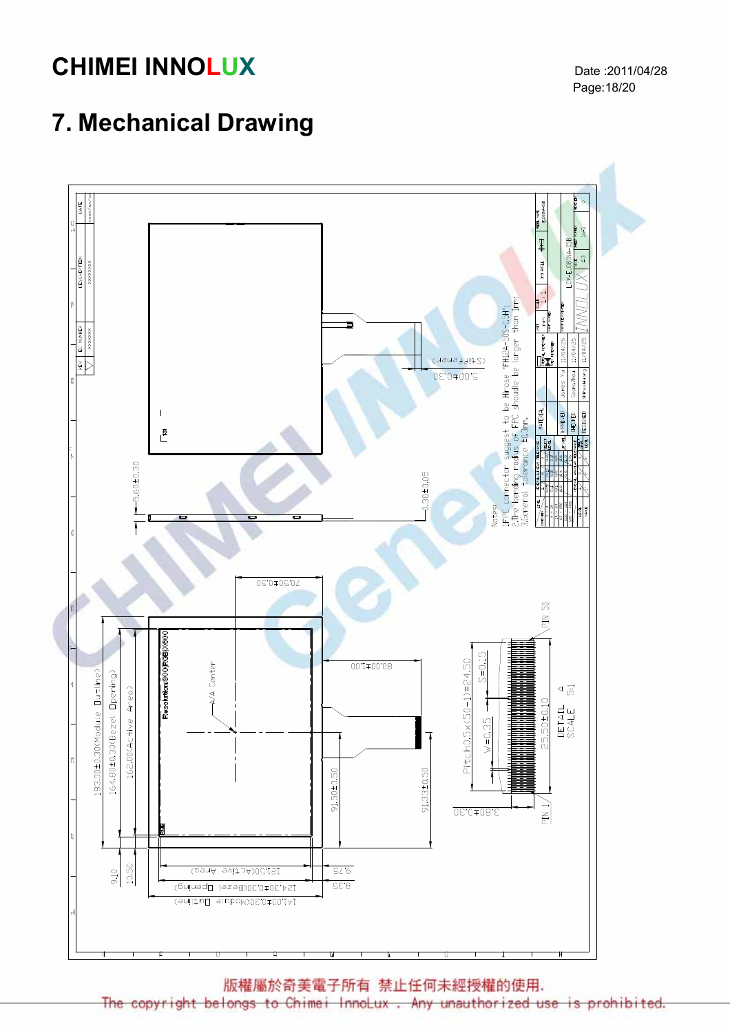# 7. Mechanical Drawing

Notes:

1.FPC connector suggest to be Hirose 'FH24-50S-0.3HP';

2.The bending radius of FPC should be larger than 1mm;

3.General tolerance ±0.3mm.

183.00±0.30(Module Outline)

164.80±0.30(Bezel Opening)

162.00(Active Area)

141.00±0.30(Module Outline)

124.30±0.30(Bezel Opening)

121.50(Active Area)

Resolution 800(RGB)X600

A/A Center

9.10

10.50

9.75

8.35

70.50±0.50

80.00±1.00

91.50±0.50

91.33±0.50

5.60±0.30

0.30±0.05

5.00±0.30 (Stiffener)

Pitch0.5×(50-1)=24.50

S=0.15

W=0.35

25.50±0.10

3.80±0.30

PIN 1

PIN 50

DETAIL A

SCALE 5:1

LCM-E080NA-05B

版權屬於奇美電子所有 禁止任何未經授權的使用.

The copyright belongs to Chimei InnoLux . Any unauthorized use is prohibited.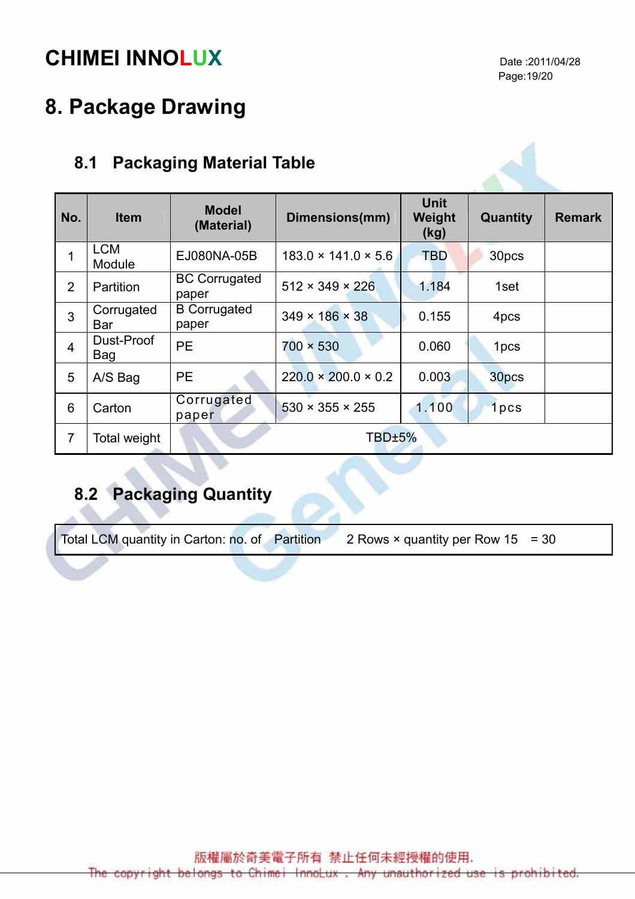# 8. Package Drawing

## 8.1 Packaging Material Table

| No. | Item | Model (Material) | Dimensions(mm) | Unit Weight (kg) | Quantity | Remark |
|---|---|---|---|---|---|---|
| 1 | LCM Module | EJ080NA-05B | 183.0 × 141.0 × 5.6 | TBD | 30pcs | |
| 2 | Partition | BC Corrugated paper | 512 × 349 × 226 | 1.184 | 1set | |
| 3 | Corrugated Bar | B Corrugated paper | 349 × 186 × 38 | 0.155 | 4pcs | |
| 4 | Dust-Proof Bag | PE | 700 × 530 | 0.060 | 1pcs | |
| 5 | A/S Bag | PE | 220.0 × 200.0 × 0.2 | 0.003 | 30pcs | |
| 6 | Carton | Corrugated paper | 530 × 355 × 255 | 1.100 | 1pcs | |
| 7 | Total weight | TBD±5% | | | | |

## 8.2 Packaging Quantity

| Total LCM quantity in Carton: no. of Partition 2 Rows × quantity per Row 15 = 30 |
|---|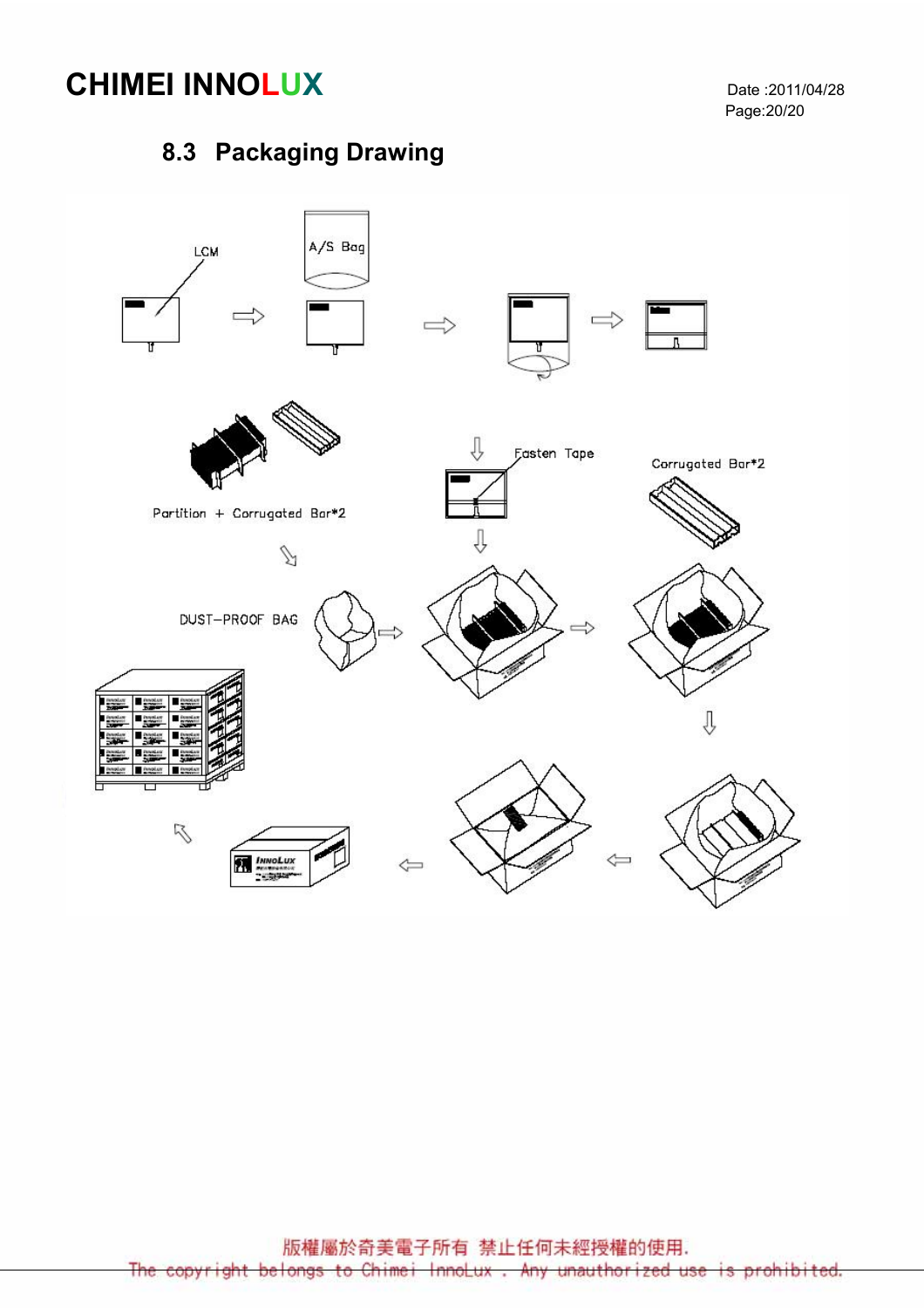## 8.3 Packaging Drawing

LCM

A/S Bag

Partition + Corrugated Bar*2

Fasten Tape

Corrugated Bar*2

DUST-PROOF BAG